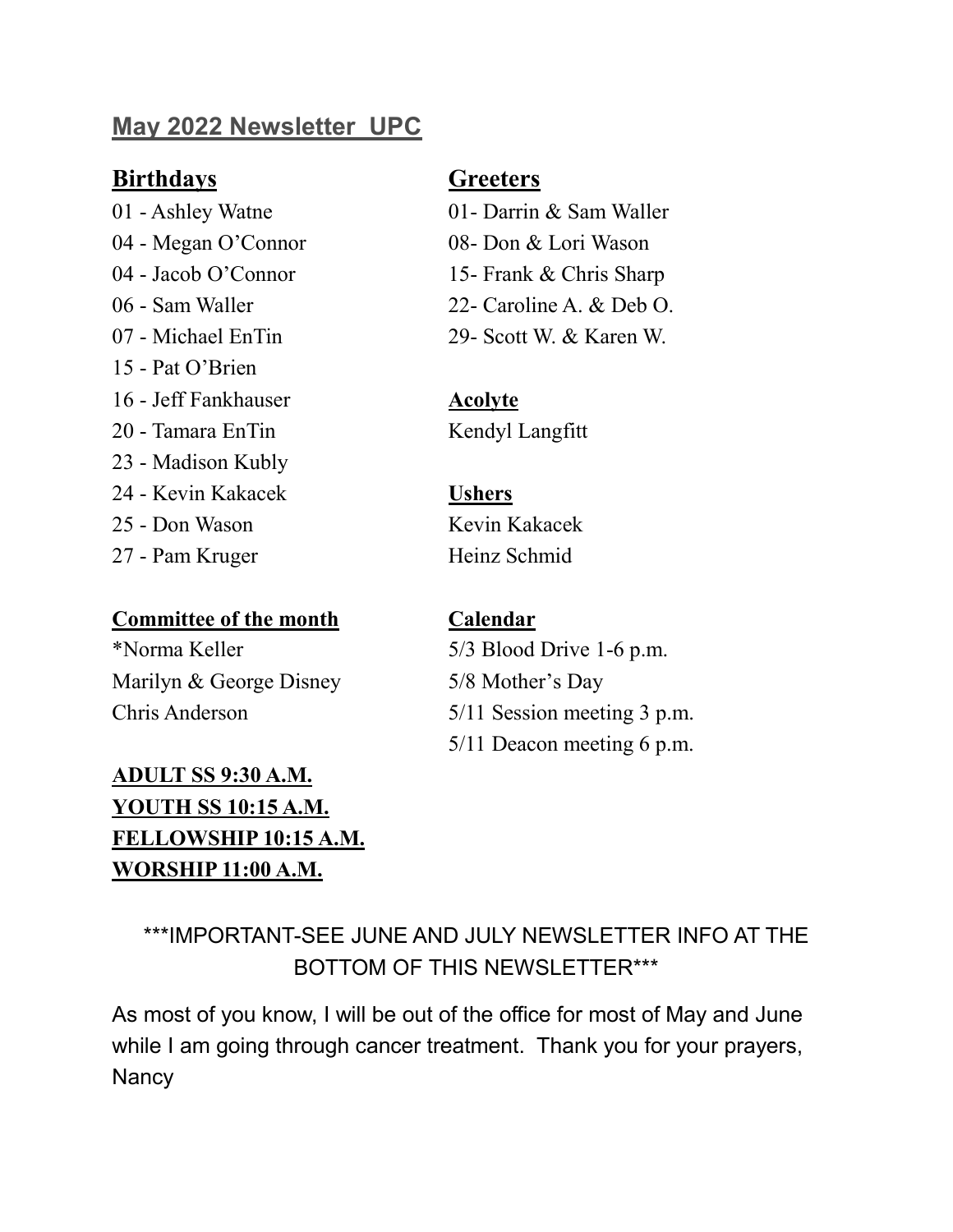# May 2022 Newsletter UPC

## Birthdays

01 - Ashley Watne
04 - Megan O'Connor
04 - Jacob O'Connor
06 - Sam Waller
07 - Michael EnTin
15 - Pat O'Brien
16 - Jeff Fankhauser
20 - Tamara EnTin
23 - Madison Kubly
24 - Kevin Kakacek
25 - Don Wason
27 - Pam Kruger

### Committee of the month

*Norma Keller
Marilyn & George Disney
Chris Anderson

**ADULT SS 9:30 A.M.**
**YOUTH SS 10:15 A.M.**
**FELLOWSHIP 10:15 A.M.**
**WORSHIP 11:00 A.M.**

## Greeters

01- Darrin & Sam Waller
08- Don & Lori Wason
15- Frank & Chris Sharp
22- Caroline A. & Deb O.
29- Scott W. & Karen W.

### Acolyte

Kendyl Langfitt

### Ushers

Kevin Kakacek
Heinz Schmid

### Calendar

5/3 Blood Drive 1-6 p.m.
5/8 Mother's Day
5/11 Session meeting 3 p.m.
5/11 Deacon meeting 6 p.m.

***IMPORTANT-SEE JUNE AND JULY NEWSLETTER INFO AT THE BOTTOM OF THIS NEWSLETTER***

As most of you know, I will be out of the office for most of May and June while I am going through cancer treatment. Thank you for your prayers, Nancy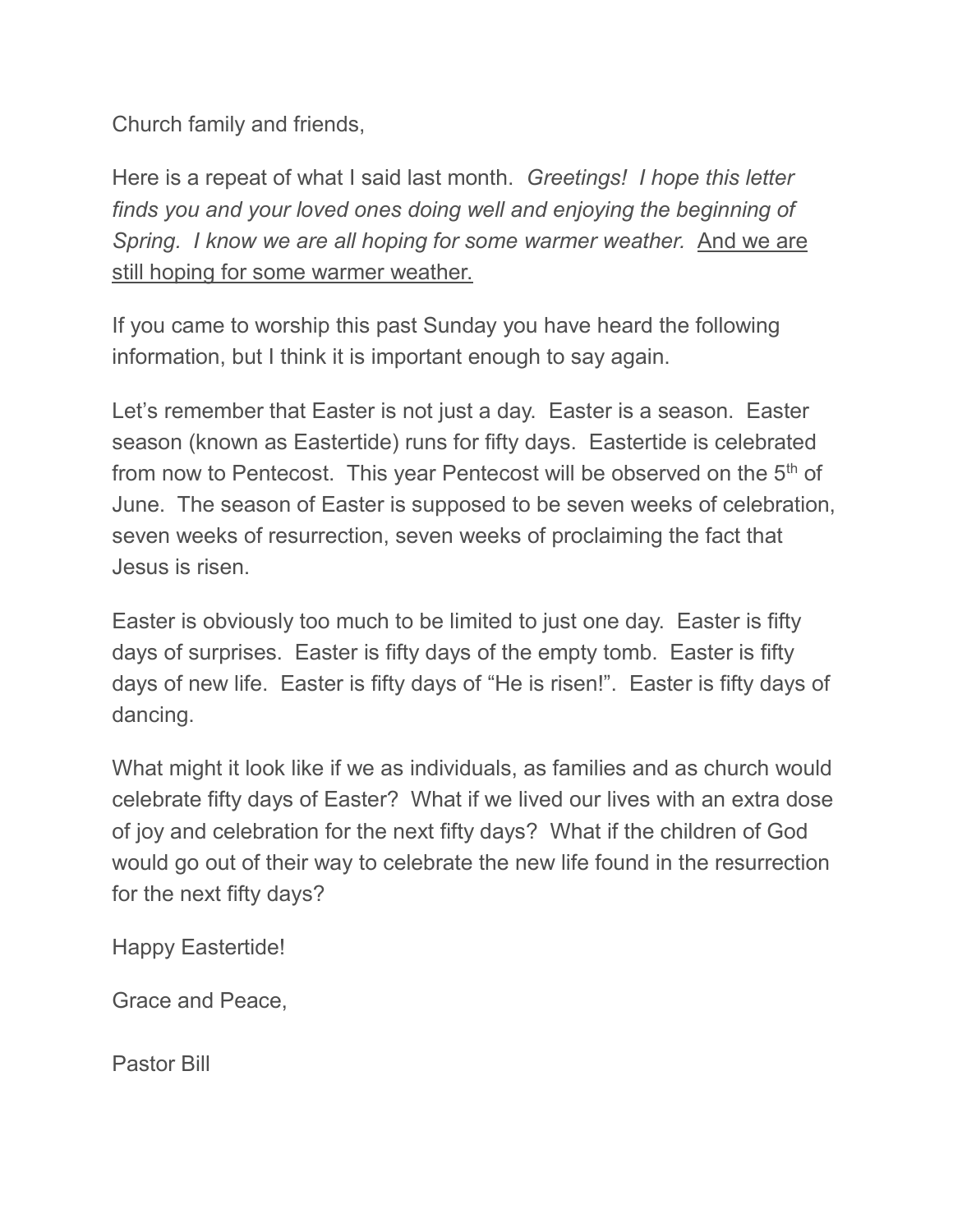Church family and friends,

Here is a repeat of what I said last month. *Greetings! I hope this letter finds you and your loved ones doing well and enjoying the beginning of Spring. I know we are all hoping for some warmer weather.* <u>And we are still hoping for some warmer weather.</u>

If you came to worship this past Sunday you have heard the following information, but I think it is important enough to say again.

Let's remember that Easter is not just a day. Easter is a season. Easter season (known as Eastertide) runs for fifty days. Eastertide is celebrated from now to Pentecost. This year Pentecost will be observed on the 5th of June. The season of Easter is supposed to be seven weeks of celebration, seven weeks of resurrection, seven weeks of proclaiming the fact that Jesus is risen.

Easter is obviously too much to be limited to just one day. Easter is fifty days of surprises. Easter is fifty days of the empty tomb. Easter is fifty days of new life. Easter is fifty days of "He is risen!". Easter is fifty days of dancing.

What might it look like if we as individuals, as families and as church would celebrate fifty days of Easter? What if we lived our lives with an extra dose of joy and celebration for the next fifty days? What if the children of God would go out of their way to celebrate the new life found in the resurrection for the next fifty days?

Happy Eastertide!

Grace and Peace,

Pastor Bill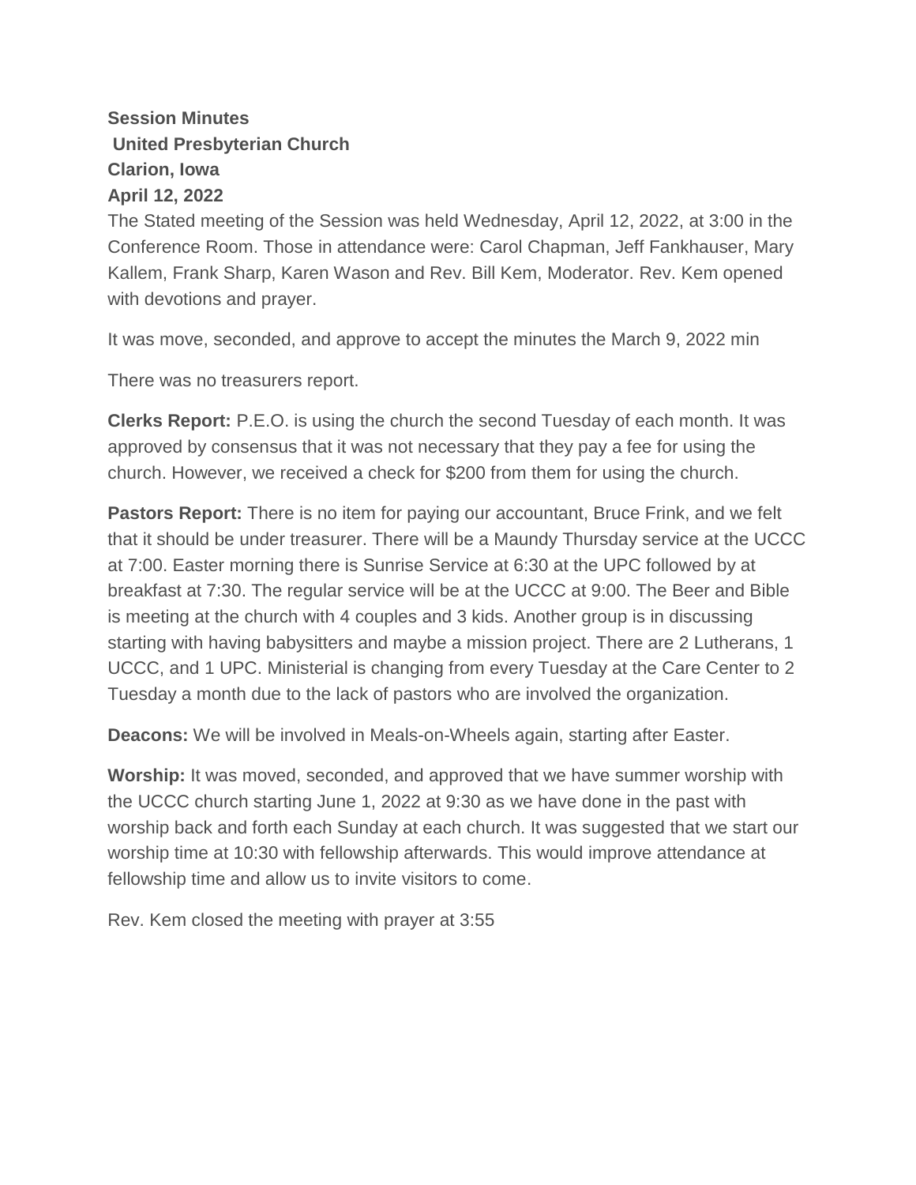**Session Minutes**
**United Presbyterian Church**
**Clarion, Iowa**
**April 12, 2022**

The Stated meeting of the Session was held Wednesday, April 12, 2022, at 3:00 in the Conference Room. Those in attendance were: Carol Chapman, Jeff Fankhauser, Mary Kallem, Frank Sharp, Karen Wason and Rev. Bill Kem, Moderator. Rev. Kem opened with devotions and prayer.

It was move, seconded, and approve to accept the minutes the March 9, 2022 min

There was no treasurers report.

**Clerks Report:** P.E.O. is using the church the second Tuesday of each month. It was approved by consensus that it was not necessary that they pay a fee for using the church. However, we received a check for $200 from them for using the church.

**Pastors Report:** There is no item for paying our accountant, Bruce Frink, and we felt that it should be under treasurer. There will be a Maundy Thursday service at the UCCC at 7:00. Easter morning there is Sunrise Service at 6:30 at the UPC followed by at breakfast at 7:30. The regular service will be at the UCCC at 9:00. The Beer and Bible is meeting at the church with 4 couples and 3 kids. Another group is in discussing starting with having babysitters and maybe a mission project. There are 2 Lutherans, 1 UCCC, and 1 UPC. Ministerial is changing from every Tuesday at the Care Center to 2 Tuesday a month due to the lack of pastors who are involved the organization.

**Deacons:** We will be involved in Meals-on-Wheels again, starting after Easter.

**Worship:** It was moved, seconded, and approved that we have summer worship with the UCCC church starting June 1, 2022 at 9:30 as we have done in the past with worship back and forth each Sunday at each church. It was suggested that we start our worship time at 10:30 with fellowship afterwards. This would improve attendance at fellowship time and allow us to invite visitors to come.

Rev. Kem closed the meeting with prayer at 3:55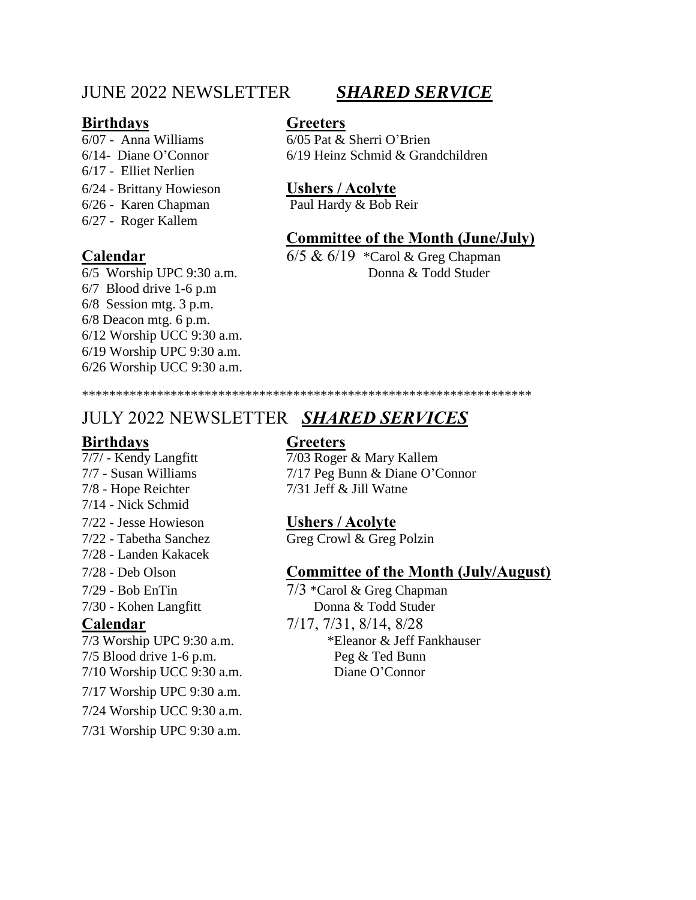# JUNE 2022 NEWSLETTER ***SHARED SERVICE***

## Birthdays

6/07 - Anna Williams
6/14- Diane O'Connor
6/17 - Elliet Nerlien
6/24 - Brittany Howieson
6/26 - Karen Chapman
6/27 - Roger Kallem

## Calendar

6/5 Worship UPC 9:30 a.m.
6/7 Blood drive 1-6 p.m
6/8 Session mtg. 3 p.m.
6/8 Deacon mtg. 6 p.m.
6/12 Worship UCC 9:30 a.m.
6/19 Worship UPC 9:30 a.m.
6/26 Worship UCC 9:30 a.m.

## Greeters

6/05 Pat & Sherri O'Brien
6/19 Heinz Schmid & Grandchildren

## Ushers / Acolyte

Paul Hardy & Bob Reir

## Committee of the Month (June/July)

6/5 & 6/19 *Carol & Greg Chapman
Donna & Todd Studer

*******************************************************************

# JULY 2022 NEWSLETTER ***SHARED SERVICES***

## Birthdays

7/7/ - Kendy Langfitt
7/7 - Susan Williams
7/8 - Hope Reichter
7/14 - Nick Schmid
7/22 - Jesse Howieson
7/22 - Tabetha Sanchez
7/28 - Landen Kakacek
7/28 - Deb Olson
7/29 - Bob EnTin
7/30 - Kohen Langfitt

## Calendar

7/3 Worship UPC 9:30 a.m.
7/5 Blood drive 1-6 p.m.
7/10 Worship UCC 9:30 a.m.
7/17 Worship UPC 9:30 a.m.
7/24 Worship UCC 9:30 a.m.
7/31 Worship UPC 9:30 a.m.

## Greeters

7/03 Roger & Mary Kallem
7/17 Peg Bunn & Diane O'Connor
7/31 Jeff & Jill Watne

## Ushers / Acolyte

Greg Crowl & Greg Polzin

## Committee of the Month (July/August)

7/3 *Carol & Greg Chapman
Donna & Todd Studer

7/17, 7/31, 8/14, 8/28
*Eleanor & Jeff Fankhauser
Peg & Ted Bunn
Diane O'Connor